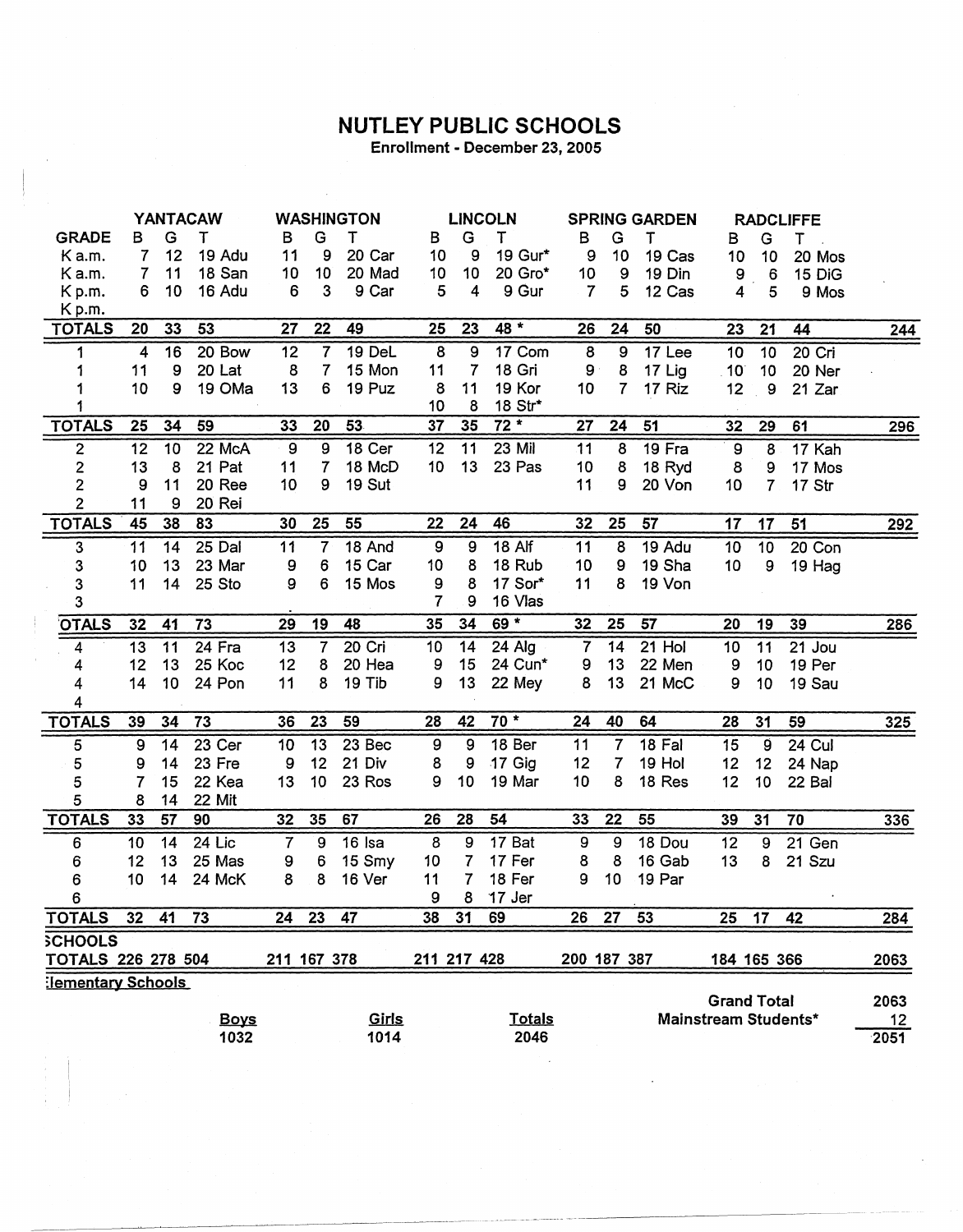# NUTLEY PUBLIC SCHOOLS

Enrollment - December 23, 2005

| GRADE | YANTACAW B | G | T | WASHINGTON B | G | T | LINCOLN B | G | T | SPRING GARDEN B | G | T | RADCLIFFE B | G | T | |
|---|---|---|---|---|---|---|---|---|---|---|---|---|---|---|---|---|
| K a.m. | 7 | 12 | 19 Adu | 11 | 9 | 20 Car | 10 | 9 | 19 Gur* | 9 | 10 | 19 Cas | 10 | 10 | 20 Mos | |
| K a.m. | 7 | 11 | 18 San | 10 | 10 | 20 Mad | 10 | 10 | 20 Gro* | 10 | 9 | 19 Din | 9 | 6 | 15 DiG | |
| K p.m. | 6 | 10 | 16 Adu | 6 | 3 | 9 Car | 5 | 4 | 9 Gur | 7 | 5 | 12 Cas | 4 | 5 | 9 Mos | |
| K p.m. | | | | | | | | | | | | | | | | |
| **TOTALS** | 20 | 33 | 53 | 27 | 22 | 49 | 25 | 23 | 48 * | 26 | 24 | 50 | 23 | 21 | 44 | 244 |
| 1 | 4 | 16 | 20 Bow | 12 | 7 | 19 DeL | 8 | 9 | 17 Com | 8 | 9 | 17 Lee | 10 | 10 | 20 Cri | |
| 1 | 11 | 9 | 20 Lat | 8 | 7 | 15 Mon | 11 | 7 | 18 Gri | 9 | 8 | 17 Lig | 10 | 10 | 20 Ner | |
| 1 | 10 | 9 | 19 OMa | 13 | 6 | 19 Puz | 8 | 11 | 19 Kor | 10 | 7 | 17 Riz | 12 | 9 | 21 Zar | |
| 1 | | | | | | | 10 | 8 | 18 Str* | | | | | | | |
| **TOTALS** | 25 | 34 | 59 | 33 | 20 | 53 | 37 | 35 | 72 * | 27 | 24 | 51 | 32 | 29 | 61 | 296 |
| 2 | 12 | 10 | 22 McA | 9 | 9 | 18 Cer | 12 | 11 | 23 Mil | 11 | 8 | 19 Fra | 9 | 8 | 17 Kah | |
| 2 | 13 | 8 | 21 Pat | 11 | 7 | 18 McD | 10 | 13 | 23 Pas | 10 | 8 | 18 Ryd | 8 | 9 | 17 Mos | |
| 2 | 9 | 11 | 20 Ree | 10 | 9 | 19 Sut | | | | 11 | 9 | 20 Von | 10 | 7 | 17 Str | |
| 2 | 11 | 9 | 20 Rei | | | | | | | | | | | | | |
| **TOTALS** | 45 | 38 | 83 | 30 | 25 | 55 | 22 | 24 | 46 | 32 | 25 | 57 | 17 | 17 | 51 | 292 |
| 3 | 11 | 14 | 25 Dal | 11 | 7 | 18 And | 9 | 9 | 18 Alf | 11 | 8 | 19 Adu | 10 | 10 | 20 Con | |
| 3 | 10 | 13 | 23 Mar | 9 | 6 | 15 Car | 10 | 8 | 18 Rub | 10 | 9 | 19 Sha | 10 | 9 | 19 Hag | |
| 3 | 11 | 14 | 25 Sto | 9 | 6 | 15 Mos | 9 | 8 | 17 Sor* | 11 | 8 | 19 Von | | | | |
| 3 | | | | | | | 7 | 9 | 16 Vlas | | | | | | | |
| **OTALS** | 32 | 41 | 73 | 29 | 19 | 48 | 35 | 34 | 69 * | 32 | 25 | 57 | 20 | 19 | 39 | 286 |
| 4 | 13 | 11 | 24 Fra | 13 | 7 | 20 Cri | 10 | 14 | 24 Alg | 7 | 14 | 21 Hol | 10 | 11 | 21 Jou | |
| 4 | 12 | 13 | 25 Koc | 12 | 8 | 20 Hea | 9 | 15 | 24 Cun* | 9 | 13 | 22 Men | 9 | 10 | 19 Per | |
| 4 | 14 | 10 | 24 Pon | 11 | 8 | 19 Tib | 9 | 13 | 22 Mey | 8 | 13 | 21 McC | 9 | 10 | 19 Sau | |
| 4 | | | | | | | | | | | | | | | | |
| **TOTALS** | 39 | 34 | 73 | 36 | 23 | 59 | 28 | 42 | 70 * | 24 | 40 | 64 | 28 | 31 | 59 | 325 |
| 5 | 9 | 14 | 23 Cer | 10 | 13 | 23 Bec | 9 | 9 | 18 Ber | 11 | 7 | 18 Fal | 15 | 9 | 24 Cul | |
| 5 | 9 | 14 | 23 Fre | 9 | 12 | 21 Div | 8 | 9 | 17 Gig | 12 | 7 | 19 Hol | 12 | 12 | 24 Nap | |
| 5 | 7 | 15 | 22 Kea | 13 | 10 | 23 Ros | 9 | 10 | 19 Mar | 10 | 8 | 18 Res | 12 | 10 | 22 Bal | |
| 5 | 8 | 14 | 22 Mit | | | | | | | | | | | | | |
| **TOTALS** | 33 | 57 | 90 | 32 | 35 | 67 | 26 | 28 | 54 | 33 | 22 | 55 | 39 | 31 | 70 | 336 |
| 6 | 10 | 14 | 24 Lic | 7 | 9 | 16 Isa | 8 | 9 | 17 Bat | 9 | 9 | 18 Dou | 12 | 9 | 21 Gen | |
| 6 | 12 | 13 | 25 Mas | 9 | 6 | 15 Smy | 10 | 7 | 17 Fer | 8 | 8 | 16 Gab | 13 | 8 | 21 Szu | |
| 6 | 10 | 14 | 24 McK | 8 | 8 | 16 Ver | 11 | 7 | 18 Fer | 9 | 10 | 19 Par | | | | |
| 6 | | | | | | | 9 | 8 | 17 Jer | | | | | | | |
| **TOTALS** | 32 | 41 | 73 | 24 | 23 | 47 | 38 | 31 | 69 | 26 | 27 | 53 | 25 | 17 | 42 | 284 |
| **SCHOOLS TOTALS** | 226 | 278 | 504 | 211 | 167 | 378 | 211 | 217 | 428 | 200 | 187 | 387 | 184 | 165 | 366 | 2063 |

**Elementary Schools**

| Boys | Girls | Totals |
|---|---|---|
| 1032 | 1014 | 2046 |

| | |
|---|---|
| Grand Total | 2063 |
| Mainstream Students* | 12 |
| | 2051 |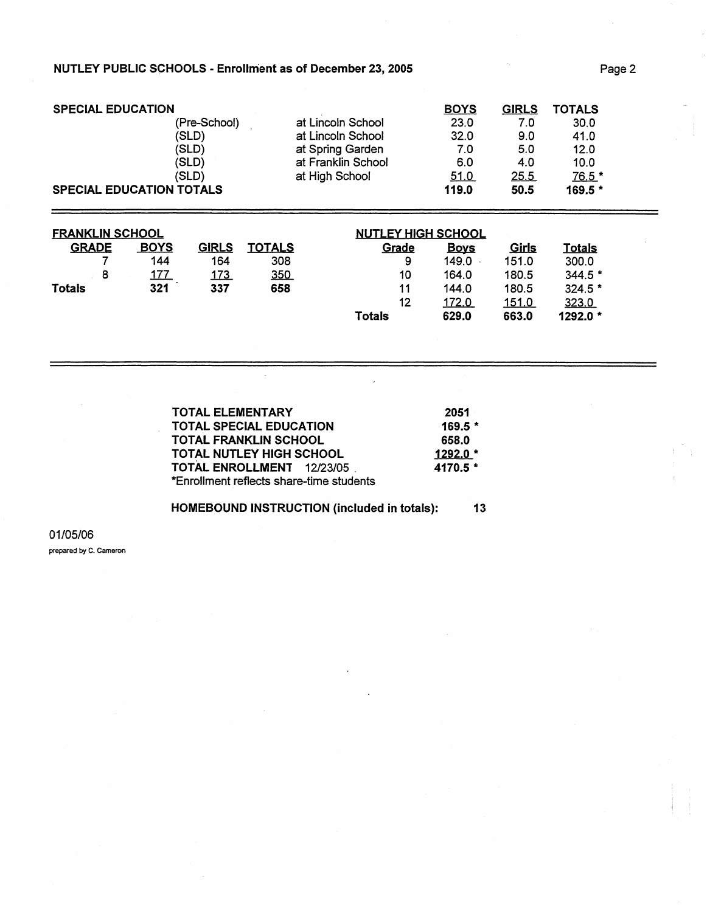## NUTLEY PUBLIC SCHOOLS - Enrollment as of December 23, 2005

| SPECIAL EDUCATION | | | BOYS | GIRLS | TOTALS |
|---|---|---|---|---|---|
| | (Pre-School) | at Lincoln School | 23.0 | 7.0 | 30.0 |
| | (SLD) | at Lincoln School | 32.0 | 9.0 | 41.0 |
| | (SLD) | at Spring Garden | 7.0 | 5.0 | 12.0 |
| | (SLD) | at Franklin School | 6.0 | 4.0 | 10.0 |
| | (SLD) | at High School | 51.0 | 25.5 | 76.5 * |
| **SPECIAL EDUCATION TOTALS** | | | **119.0** | **50.5** | **169.5 *** |

**FRANKLIN SCHOOL**

| GRADE | BOYS | GIRLS | TOTALS |
|---|---|---|---|
| 7 | 144 | 164 | 308 |
| 8 | 177 | 173 | 350 |
| **Totals** | **321** | **337** | **658** |

**NUTLEY HIGH SCHOOL**

| Grade | Boys | Girls | Totals |
|---|---|---|---|
| 9 | 149.0 | 151.0 | 300.0 |
| 10 | 164.0 | 180.5 | 344.5 * |
| 11 | 144.0 | 180.5 | 324.5 * |
| 12 | 172.0 | 151.0 | 323.0 |
| **Totals** | **629.0** | **663.0** | **1292.0 *** |

| | |
|---|---|
| **TOTAL ELEMENTARY** | **2051** |
| **TOTAL SPECIAL EDUCATION** | **169.5 *** |
| **TOTAL FRANKLIN SCHOOL** | **658.0** |
| **TOTAL NUTLEY HIGH SCHOOL** | **1292.0 *** |
| **TOTAL ENROLLMENT** 12/23/05 | **4170.5 *** |

*Enrollment reflects share-time students

**HOMEBOUND INSTRUCTION (included in totals): 13**

01/05/06

prepared by C. Cameron